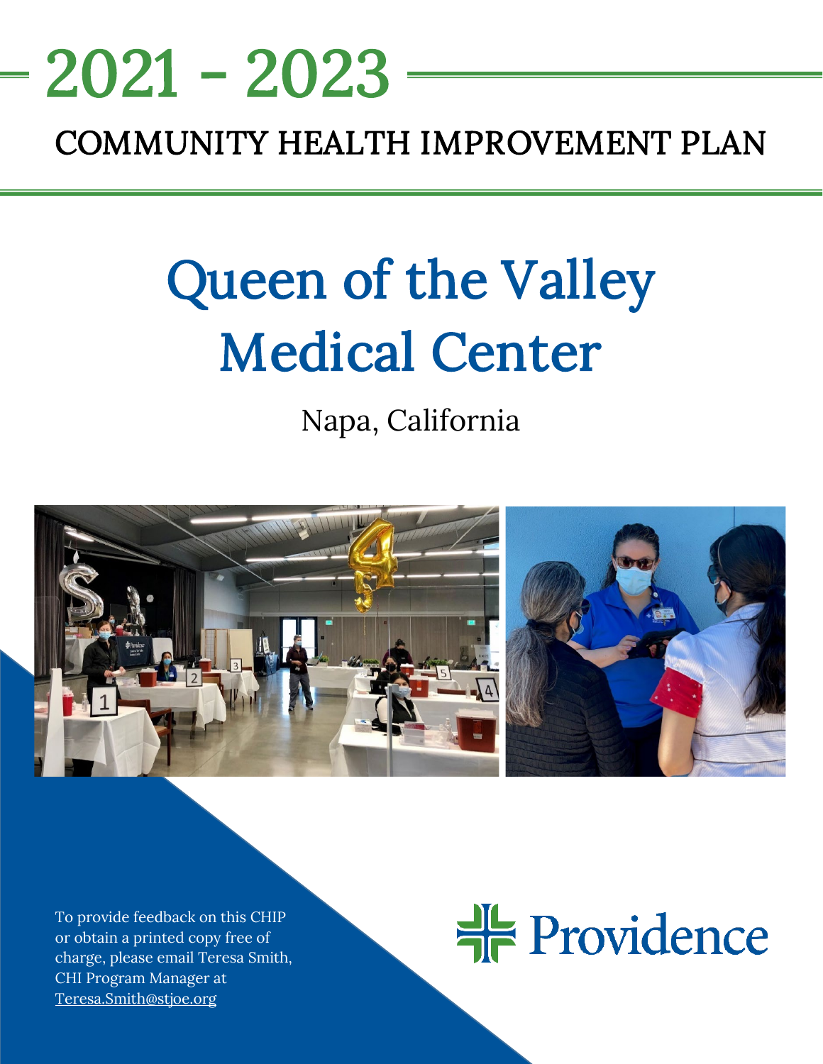# 2021 - 2023

## COMMUNITY HEALTH IMPROVEMENT PLAN

# Queen of the Valley Medical Center

Napa, California

To provide feedback on this CHIP or obtain a printed copy free of charge, please email Teresa Smith, CHI Program Manager at Teresa.Smith@stjoe.org

Providence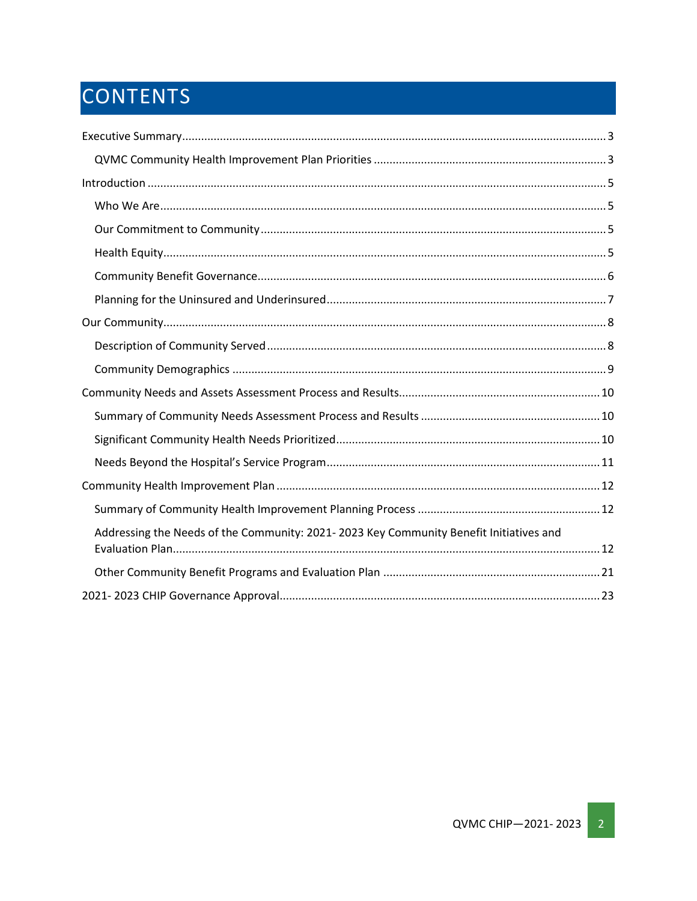# CONTENTS

- Executive Summary ... 3
  - QVMC Community Health Improvement Plan Priorities ... 3
- Introduction ... 5
  - Who We Are ... 5
  - Our Commitment to Community ... 5
  - Health Equity ... 5
  - Community Benefit Governance ... 6
  - Planning for the Uninsured and Underinsured ... 7
- Our Community ... 8
  - Description of Community Served ... 8
  - Community Demographics ... 9
- Community Needs and Assets Assessment Process and Results ... 10
  - Summary of Community Needs Assessment Process and Results ... 10
  - Significant Community Health Needs Prioritized ... 10
  - Needs Beyond the Hospital's Service Program ... 11
- Community Health Improvement Plan ... 12
  - Summary of Community Health Improvement Planning Process ... 12
  - Addressing the Needs of the Community: 2021- 2023 Key Community Benefit Initiatives and Evaluation Plan ... 12
  - Other Community Benefit Programs and Evaluation Plan ... 21
- 2021- 2023 CHIP Governance Approval ... 23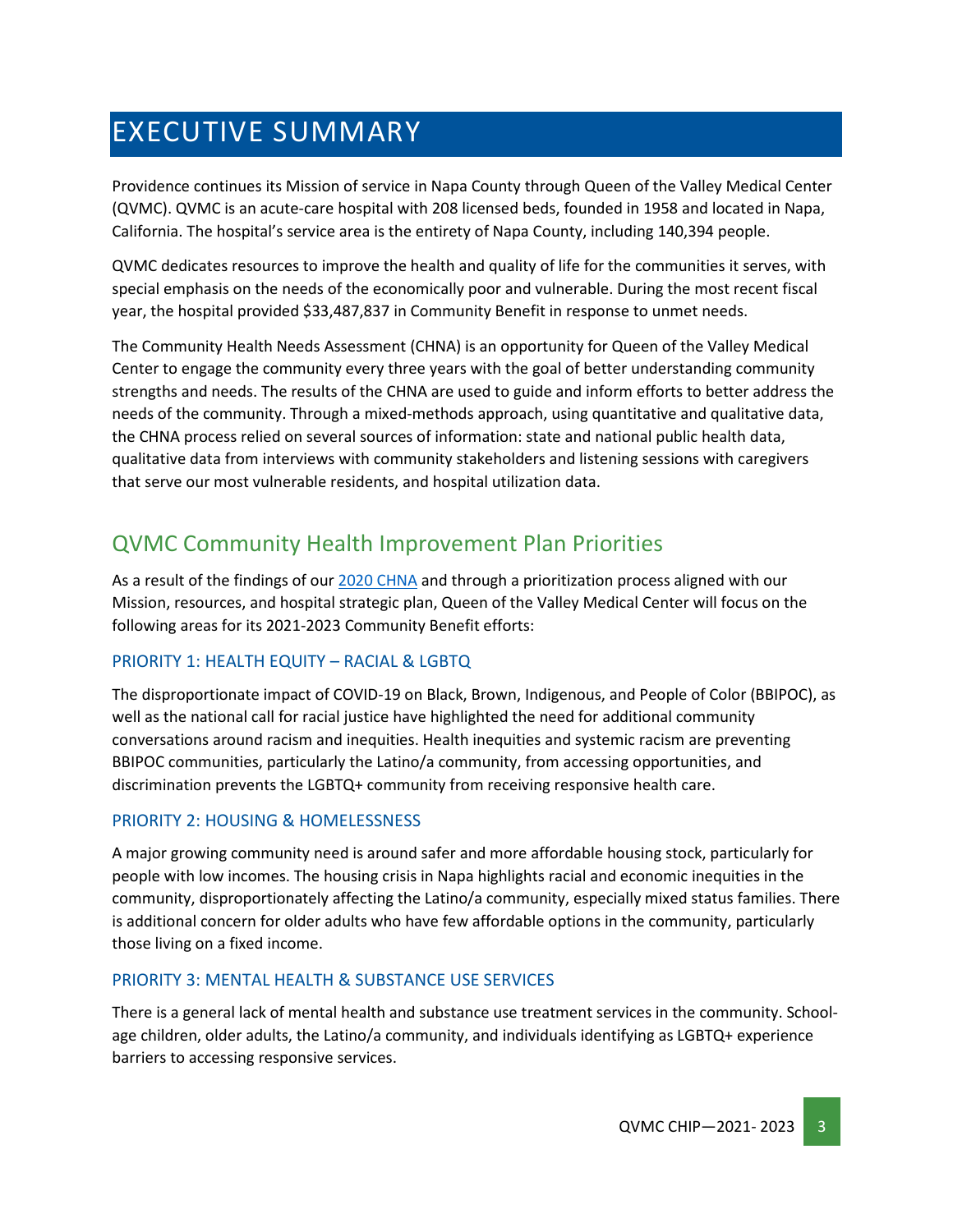# EXECUTIVE SUMMARY

Providence continues its Mission of service in Napa County through Queen of the Valley Medical Center (QVMC). QVMC is an acute-care hospital with 208 licensed beds, founded in 1958 and located in Napa, California. The hospital's service area is the entirety of Napa County, including 140,394 people.

QVMC dedicates resources to improve the health and quality of life for the communities it serves, with special emphasis on the needs of the economically poor and vulnerable. During the most recent fiscal year, the hospital provided $33,487,837 in Community Benefit in response to unmet needs.

The Community Health Needs Assessment (CHNA) is an opportunity for Queen of the Valley Medical Center to engage the community every three years with the goal of better understanding community strengths and needs. The results of the CHNA are used to guide and inform efforts to better address the needs of the community. Through a mixed-methods approach, using quantitative and qualitative data, the CHNA process relied on several sources of information: state and national public health data, qualitative data from interviews with community stakeholders and listening sessions with caregivers that serve our most vulnerable residents, and hospital utilization data.

## QVMC Community Health Improvement Plan Priorities

As a result of the findings of our [2020 CHNA] and through a prioritization process aligned with our Mission, resources, and hospital strategic plan, Queen of the Valley Medical Center will focus on the following areas for its 2021-2023 Community Benefit efforts:

### PRIORITY 1: HEALTH EQUITY – RACIAL & LGBTQ

The disproportionate impact of COVID-19 on Black, Brown, Indigenous, and People of Color (BBIPOC), as well as the national call for racial justice have highlighted the need for additional community conversations around racism and inequities. Health inequities and systemic racism are preventing BBIPOC communities, particularly the Latino/a community, from accessing opportunities, and discrimination prevents the LGBTQ+ community from receiving responsive health care.

### PRIORITY 2: HOUSING & HOMELESSNESS

A major growing community need is around safer and more affordable housing stock, particularly for people with low incomes. The housing crisis in Napa highlights racial and economic inequities in the community, disproportionately affecting the Latino/a community, especially mixed status families. There is additional concern for older adults who have few affordable options in the community, particularly those living on a fixed income.

### PRIORITY 3: MENTAL HEALTH & SUBSTANCE USE SERVICES

There is a general lack of mental health and substance use treatment services in the community. School-age children, older adults, the Latino/a community, and individuals identifying as LGBTQ+ experience barriers to accessing responsive services.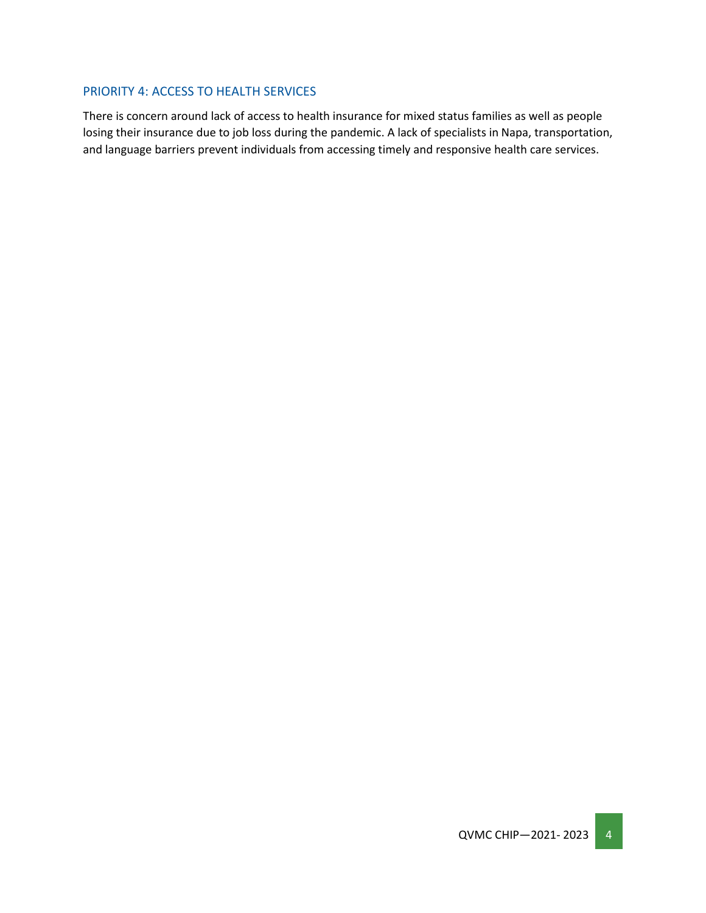## PRIORITY 4: ACCESS TO HEALTH SERVICES

There is concern around lack of access to health insurance for mixed status families as well as people losing their insurance due to job loss during the pandemic. A lack of specialists in Napa, transportation, and language barriers prevent individuals from accessing timely and responsive health care services.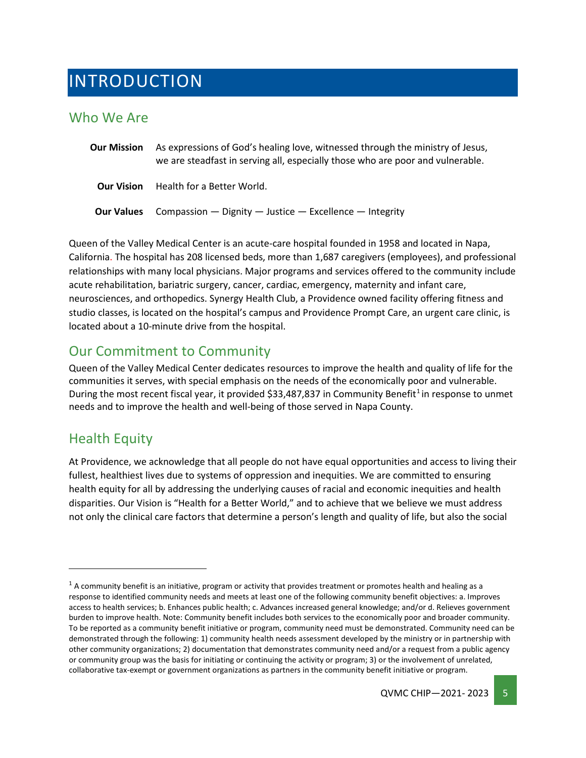# INTRODUCTION

## Who We Are

**Our Mission** As expressions of God's healing love, witnessed through the ministry of Jesus, we are steadfast in serving all, especially those who are poor and vulnerable.

**Our Vision** Health for a Better World.

**Our Values** Compassion — Dignity — Justice — Excellence — Integrity

Queen of the Valley Medical Center is an acute-care hospital founded in 1958 and located in Napa, California. The hospital has 208 licensed beds, more than 1,687 caregivers (employees), and professional relationships with many local physicians. Major programs and services offered to the community include acute rehabilitation, bariatric surgery, cancer, cardiac, emergency, maternity and infant care, neurosciences, and orthopedics. Synergy Health Club, a Providence owned facility offering fitness and studio classes, is located on the hospital's campus and Providence Prompt Care, an urgent care clinic, is located about a 10-minute drive from the hospital.

## Our Commitment to Community

Queen of the Valley Medical Center dedicates resources to improve the health and quality of life for the communities it serves, with special emphasis on the needs of the economically poor and vulnerable. During the most recent fiscal year, it provided $33,487,837 in Community Benefit[1] in response to unmet needs and to improve the health and well-being of those served in Napa County.

## Health Equity

At Providence, we acknowledge that all people do not have equal opportunities and access to living their fullest, healthiest lives due to systems of oppression and inequities. We are committed to ensuring health equity for all by addressing the underlying causes of racial and economic inequities and health disparities. Our Vision is "Health for a Better World," and to achieve that we believe we must address not only the clinical care factors that determine a person's length and quality of life, but also the social

---

[1] A community benefit is an initiative, program or activity that provides treatment or promotes health and healing as a response to identified community needs and meets at least one of the following community benefit objectives: a. Improves access to health services; b. Enhances public health; c. Advances increased general knowledge; and/or d. Relieves government burden to improve health. Note: Community benefit includes both services to the economically poor and broader community. To be reported as a community benefit initiative or program, community need must be demonstrated. Community need can be demonstrated through the following: 1) community health needs assessment developed by the ministry or in partnership with other community organizations; 2) documentation that demonstrates community need and/or a request from a public agency or community group was the basis for initiating or continuing the activity or program; 3) or the involvement of unrelated, collaborative tax-exempt or government organizations as partners in the community benefit initiative or program.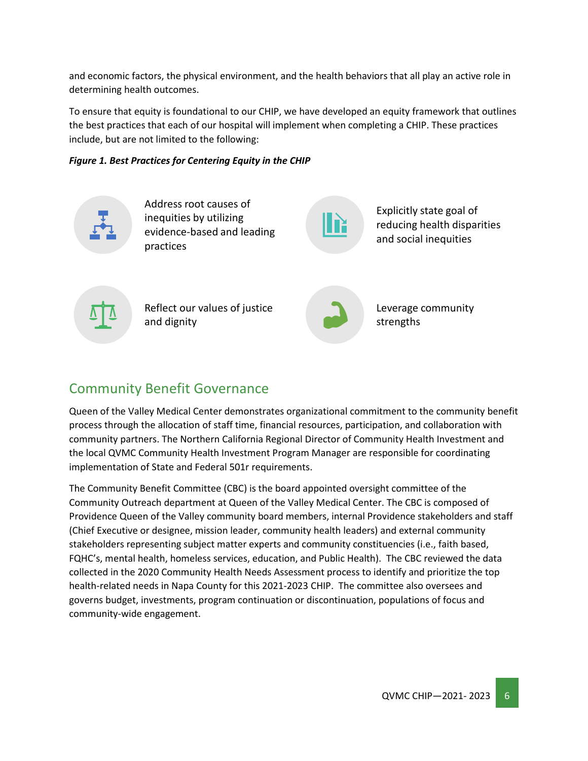and economic factors, the physical environment, and the health behaviors that all play an active role in determining health outcomes.

To ensure that equity is foundational to our CHIP, we have developed an equity framework that outlines the best practices that each of our hospital will implement when completing a CHIP. These practices include, but are not limited to the following:

***Figure 1. Best Practices for Centering Equity in the CHIP***

- Address root causes of inequities by utilizing evidence-based and leading practices
- Explicitly state goal of reducing health disparities and social inequities
- Reflect our values of justice and dignity
- Leverage community strengths

## Community Benefit Governance

Queen of the Valley Medical Center demonstrates organizational commitment to the community benefit process through the allocation of staff time, financial resources, participation, and collaboration with community partners. The Northern California Regional Director of Community Health Investment and the local QVMC Community Health Investment Program Manager are responsible for coordinating implementation of State and Federal 501r requirements.

The Community Benefit Committee (CBC) is the board appointed oversight committee of the Community Outreach department at Queen of the Valley Medical Center. The CBC is composed of Providence Queen of the Valley community board members, internal Providence stakeholders and staff (Chief Executive or designee, mission leader, community health leaders) and external community stakeholders representing subject matter experts and community constituencies (i.e., faith based, FQHC's, mental health, homeless services, education, and Public Health). The CBC reviewed the data collected in the 2020 Community Health Needs Assessment process to identify and prioritize the top health-related needs in Napa County for this 2021-2023 CHIP. The committee also oversees and governs budget, investments, program continuation or discontinuation, populations of focus and community-wide engagement.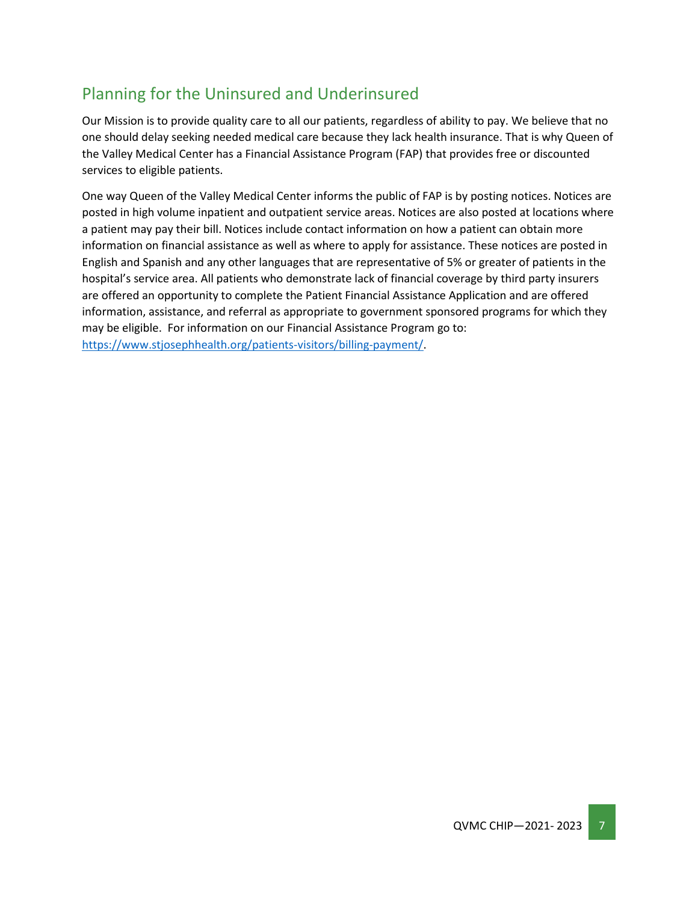## Planning for the Uninsured and Underinsured

Our Mission is to provide quality care to all our patients, regardless of ability to pay. We believe that no one should delay seeking needed medical care because they lack health insurance. That is why Queen of the Valley Medical Center has a Financial Assistance Program (FAP) that provides free or discounted services to eligible patients.

One way Queen of the Valley Medical Center informs the public of FAP is by posting notices. Notices are posted in high volume inpatient and outpatient service areas. Notices are also posted at locations where a patient may pay their bill. Notices include contact information on how a patient can obtain more information on financial assistance as well as where to apply for assistance. These notices are posted in English and Spanish and any other languages that are representative of 5% or greater of patients in the hospital's service area. All patients who demonstrate lack of financial coverage by third party insurers are offered an opportunity to complete the Patient Financial Assistance Application and are offered information, assistance, and referral as appropriate to government sponsored programs for which they may be eligible. For information on our Financial Assistance Program go to: https://www.stjosephhealth.org/patients-visitors/billing-payment/.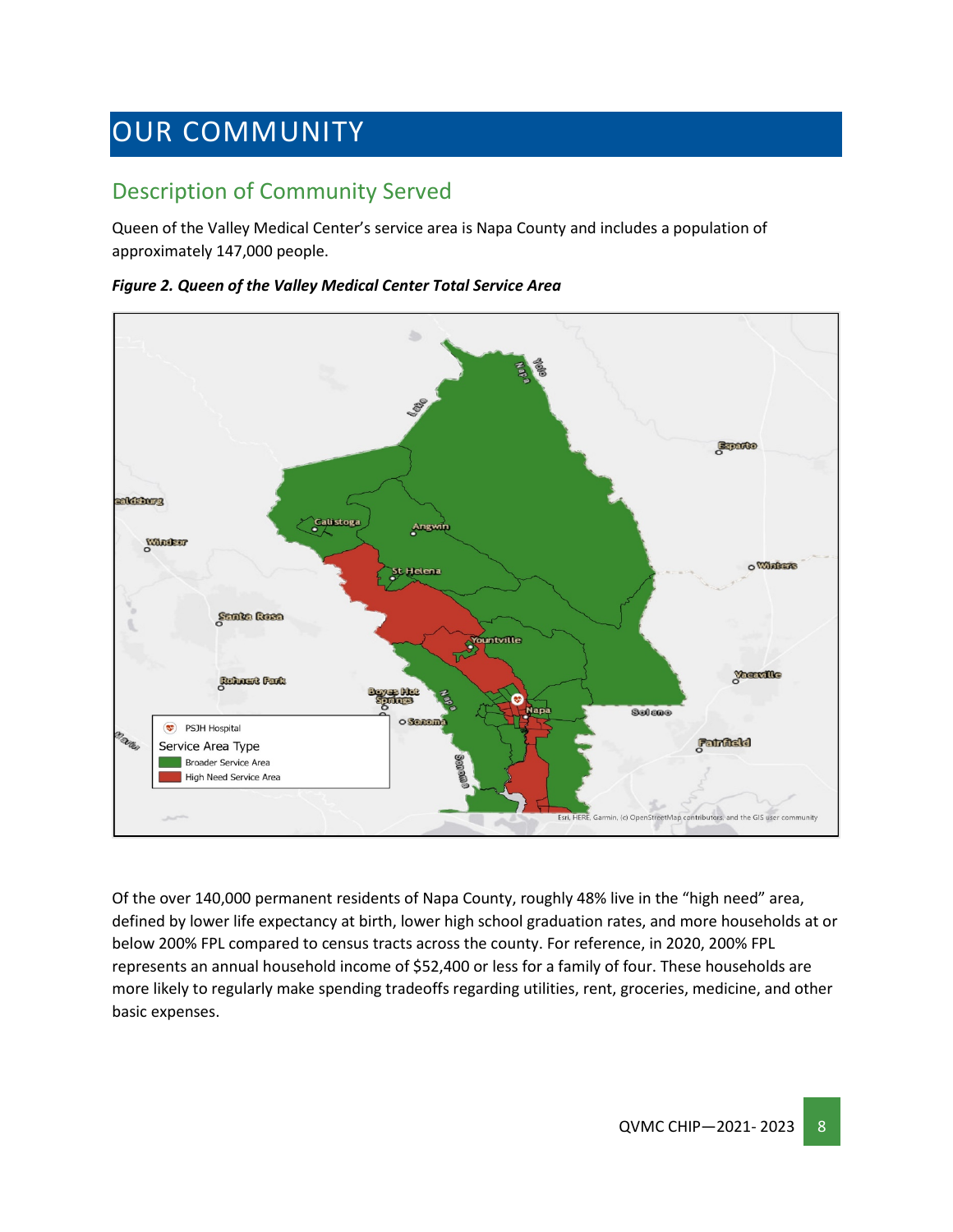# OUR COMMUNITY

## Description of Community Served

Queen of the Valley Medical Center's service area is Napa County and includes a population of approximately 147,000 people.

***Figure 2. Queen of the Valley Medical Center Total Service Area***

Of the over 140,000 permanent residents of Napa County, roughly 48% live in the "high need" area, defined by lower life expectancy at birth, lower high school graduation rates, and more households at or below 200% FPL compared to census tracts across the county. For reference, in 2020, 200% FPL represents an annual household income of $52,400 or less for a family of four. These households are more likely to regularly make spending tradeoffs regarding utilities, rent, groceries, medicine, and other basic expenses.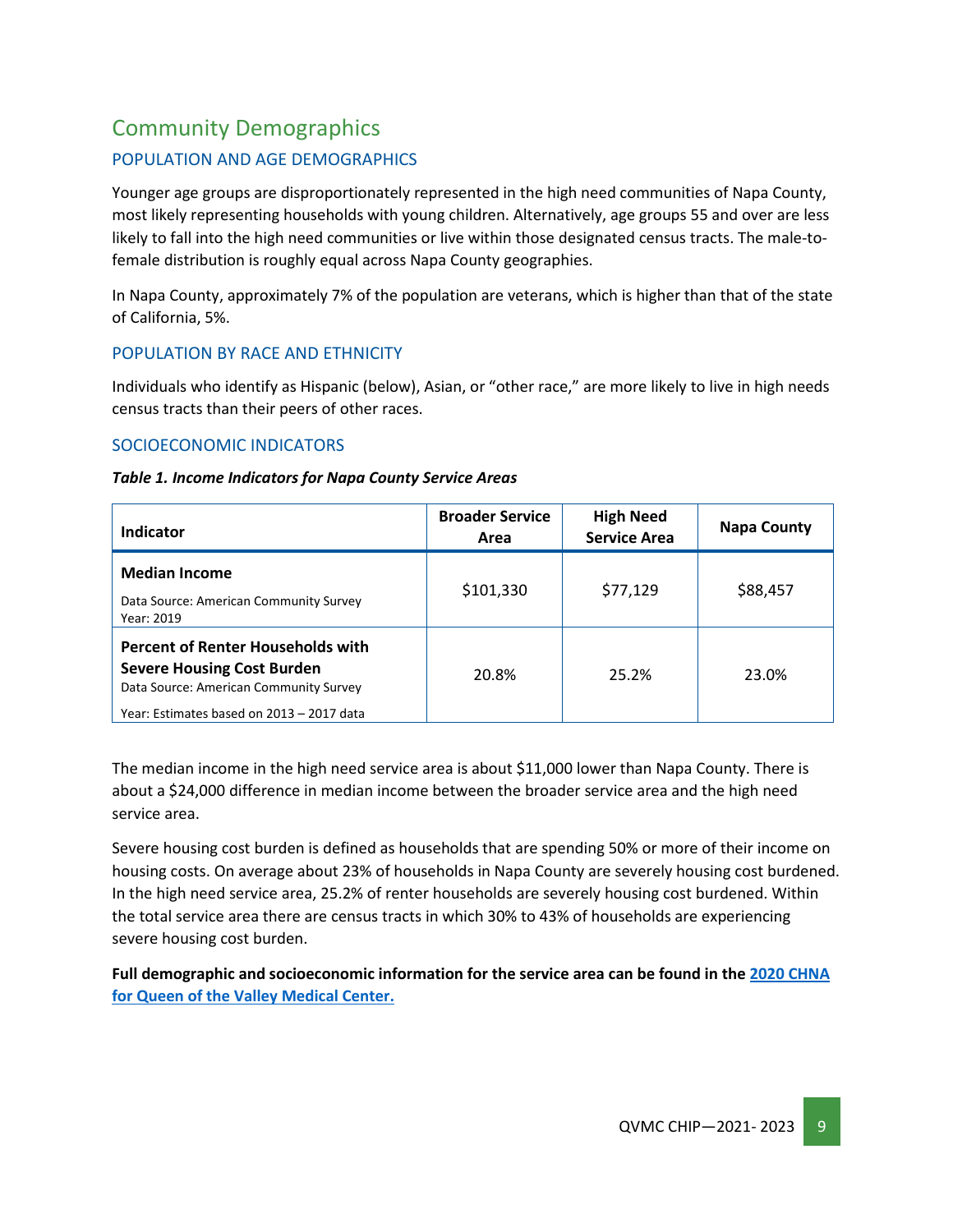# Community Demographics

## POPULATION AND AGE DEMOGRAPHICS

Younger age groups are disproportionately represented in the high need communities of Napa County, most likely representing households with young children. Alternatively, age groups 55 and over are less likely to fall into the high need communities or live within those designated census tracts. The male-to-female distribution is roughly equal across Napa County geographies.

In Napa County, approximately 7% of the population are veterans, which is higher than that of the state of California, 5%.

## POPULATION BY RACE AND ETHNICITY

Individuals who identify as Hispanic (below), Asian, or "other race," are more likely to live in high needs census tracts than their peers of other races.

## SOCIOECONOMIC INDICATORS

***Table 1. Income Indicators for Napa County Service Areas***

| Indicator | Broader Service Area | High Need Service Area | Napa County |
|---|---|---|---|
| **Median Income**<br>Data Source: American Community Survey<br>Year: 2019 | $101,330 | $77,129 | $88,457 |
| **Percent of Renter Households with Severe Housing Cost Burden**<br>Data Source: American Community Survey<br>Year: Estimates based on 2013 – 2017 data | 20.8% | 25.2% | 23.0% |

The median income in the high need service area is about $11,000 lower than Napa County. There is about a $24,000 difference in median income between the broader service area and the high need service area.

Severe housing cost burden is defined as households that are spending 50% or more of their income on housing costs. On average about 23% of households in Napa County are severely housing cost burdened. In the high need service area, 25.2% of renter households are severely housing cost burdened. Within the total service area there are census tracts in which 30% to 43% of households are experiencing severe housing cost burden.

**Full demographic and socioeconomic information for the service area can be found in the [2020 CHNA for Queen of the Valley Medical Center.]()**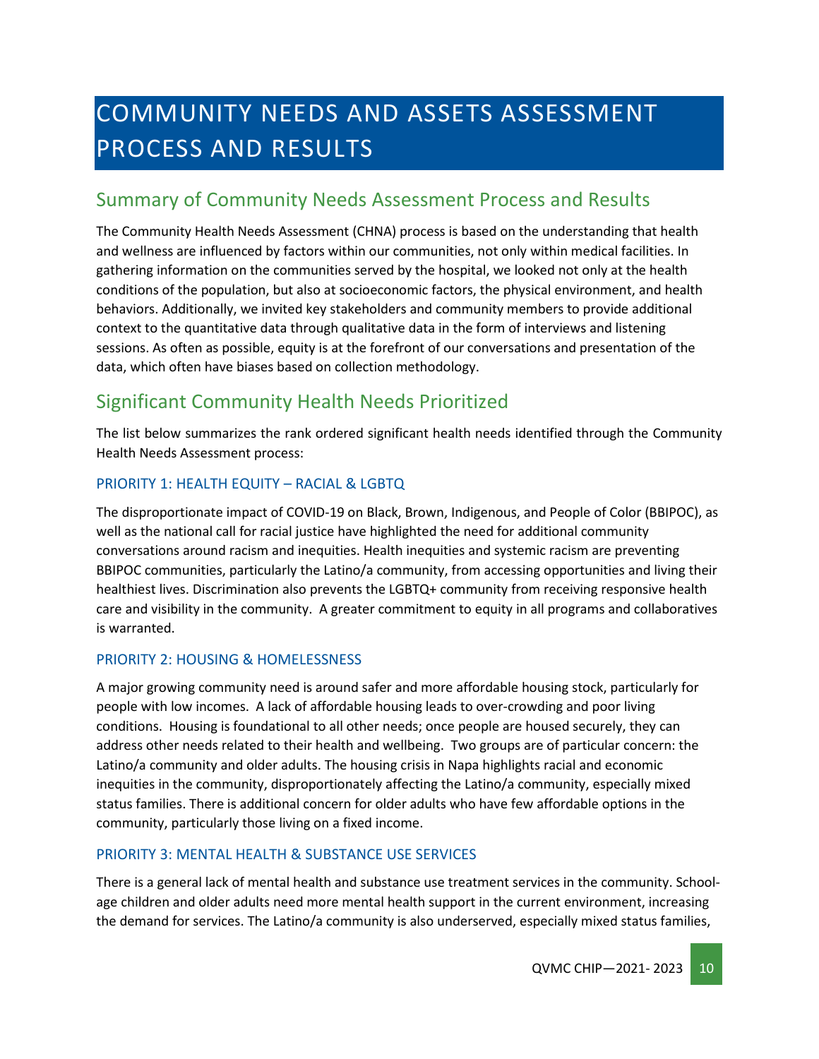# COMMUNITY NEEDS AND ASSETS ASSESSMENT PROCESS AND RESULTS

## Summary of Community Needs Assessment Process and Results

The Community Health Needs Assessment (CHNA) process is based on the understanding that health and wellness are influenced by factors within our communities, not only within medical facilities. In gathering information on the communities served by the hospital, we looked not only at the health conditions of the population, but also at socioeconomic factors, the physical environment, and health behaviors. Additionally, we invited key stakeholders and community members to provide additional context to the quantitative data through qualitative data in the form of interviews and listening sessions. As often as possible, equity is at the forefront of our conversations and presentation of the data, which often have biases based on collection methodology.

## Significant Community Health Needs Prioritized

The list below summarizes the rank ordered significant health needs identified through the Community Health Needs Assessment process:

### PRIORITY 1: HEALTH EQUITY – RACIAL & LGBTQ

The disproportionate impact of COVID-19 on Black, Brown, Indigenous, and People of Color (BBIPOC), as well as the national call for racial justice have highlighted the need for additional community conversations around racism and inequities. Health inequities and systemic racism are preventing BBIPOC communities, particularly the Latino/a community, from accessing opportunities and living their healthiest lives. Discrimination also prevents the LGBTQ+ community from receiving responsive health care and visibility in the community. A greater commitment to equity in all programs and collaboratives is warranted.

### PRIORITY 2: HOUSING & HOMELESSNESS

A major growing community need is around safer and more affordable housing stock, particularly for people with low incomes. A lack of affordable housing leads to over-crowding and poor living conditions. Housing is foundational to all other needs; once people are housed securely, they can address other needs related to their health and wellbeing. Two groups are of particular concern: the Latino/a community and older adults. The housing crisis in Napa highlights racial and economic inequities in the community, disproportionately affecting the Latino/a community, especially mixed status families. There is additional concern for older adults who have few affordable options in the community, particularly those living on a fixed income.

### PRIORITY 3: MENTAL HEALTH & SUBSTANCE USE SERVICES

There is a general lack of mental health and substance use treatment services in the community. School-age children and older adults need more mental health support in the current environment, increasing the demand for services. The Latino/a community is also underserved, especially mixed status families,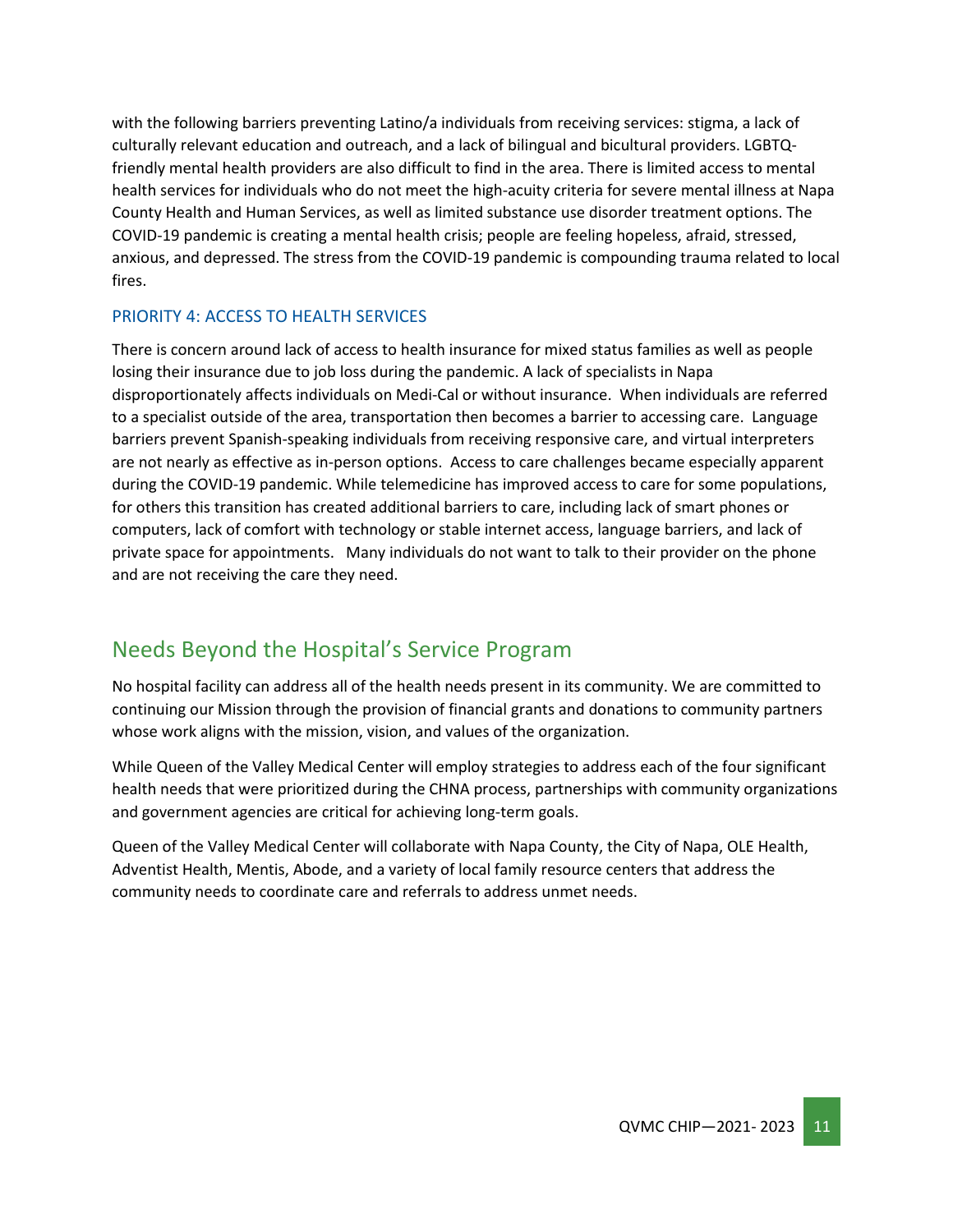with the following barriers preventing Latino/a individuals from receiving services: stigma, a lack of culturally relevant education and outreach, and a lack of bilingual and bicultural providers. LGBTQ-friendly mental health providers are also difficult to find in the area. There is limited access to mental health services for individuals who do not meet the high-acuity criteria for severe mental illness at Napa County Health and Human Services, as well as limited substance use disorder treatment options. The COVID-19 pandemic is creating a mental health crisis; people are feeling hopeless, afraid, stressed, anxious, and depressed. The stress from the COVID-19 pandemic is compounding trauma related to local fires.

### PRIORITY 4: ACCESS TO HEALTH SERVICES

There is concern around lack of access to health insurance for mixed status families as well as people losing their insurance due to job loss during the pandemic. A lack of specialists in Napa disproportionately affects individuals on Medi-Cal or without insurance. When individuals are referred to a specialist outside of the area, transportation then becomes a barrier to accessing care. Language barriers prevent Spanish-speaking individuals from receiving responsive care, and virtual interpreters are not nearly as effective as in-person options. Access to care challenges became especially apparent during the COVID-19 pandemic. While telemedicine has improved access to care for some populations, for others this transition has created additional barriers to care, including lack of smart phones or computers, lack of comfort with technology or stable internet access, language barriers, and lack of private space for appointments. Many individuals do not want to talk to their provider on the phone and are not receiving the care they need.

## Needs Beyond the Hospital's Service Program

No hospital facility can address all of the health needs present in its community. We are committed to continuing our Mission through the provision of financial grants and donations to community partners whose work aligns with the mission, vision, and values of the organization.

While Queen of the Valley Medical Center will employ strategies to address each of the four significant health needs that were prioritized during the CHNA process, partnerships with community organizations and government agencies are critical for achieving long-term goals.

Queen of the Valley Medical Center will collaborate with Napa County, the City of Napa, OLE Health, Adventist Health, Mentis, Abode, and a variety of local family resource centers that address the community needs to coordinate care and referrals to address unmet needs.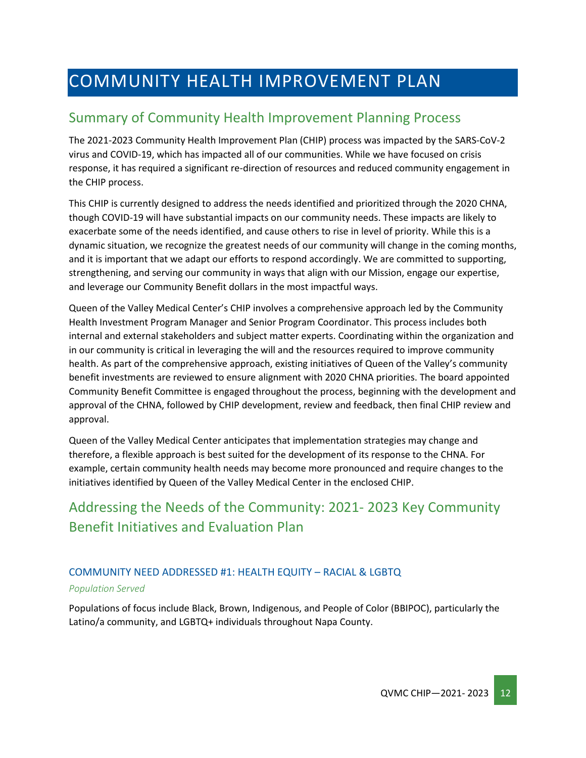# COMMUNITY HEALTH IMPROVEMENT PLAN

## Summary of Community Health Improvement Planning Process

The 2021-2023 Community Health Improvement Plan (CHIP) process was impacted by the SARS-CoV-2 virus and COVID-19, which has impacted all of our communities. While we have focused on crisis response, it has required a significant re-direction of resources and reduced community engagement in the CHIP process.

This CHIP is currently designed to address the needs identified and prioritized through the 2020 CHNA, though COVID-19 will have substantial impacts on our community needs. These impacts are likely to exacerbate some of the needs identified, and cause others to rise in level of priority. While this is a dynamic situation, we recognize the greatest needs of our community will change in the coming months, and it is important that we adapt our efforts to respond accordingly. We are committed to supporting, strengthening, and serving our community in ways that align with our Mission, engage our expertise, and leverage our Community Benefit dollars in the most impactful ways.

Queen of the Valley Medical Center's CHIP involves a comprehensive approach led by the Community Health Investment Program Manager and Senior Program Coordinator. This process includes both internal and external stakeholders and subject matter experts. Coordinating within the organization and in our community is critical in leveraging the will and the resources required to improve community health. As part of the comprehensive approach, existing initiatives of Queen of the Valley's community benefit investments are reviewed to ensure alignment with 2020 CHNA priorities. The board appointed Community Benefit Committee is engaged throughout the process, beginning with the development and approval of the CHNA, followed by CHIP development, review and feedback, then final CHIP review and approval.

Queen of the Valley Medical Center anticipates that implementation strategies may change and therefore, a flexible approach is best suited for the development of its response to the CHNA. For example, certain community health needs may become more pronounced and require changes to the initiatives identified by Queen of the Valley Medical Center in the enclosed CHIP.

## Addressing the Needs of the Community: 2021- 2023 Key Community Benefit Initiatives and Evaluation Plan

### COMMUNITY NEED ADDRESSED #1: HEALTH EQUITY – RACIAL & LGBTQ

*Population Served*

Populations of focus include Black, Brown, Indigenous, and People of Color (BBIPOC), particularly the Latino/a community, and LGBTQ+ individuals throughout Napa County.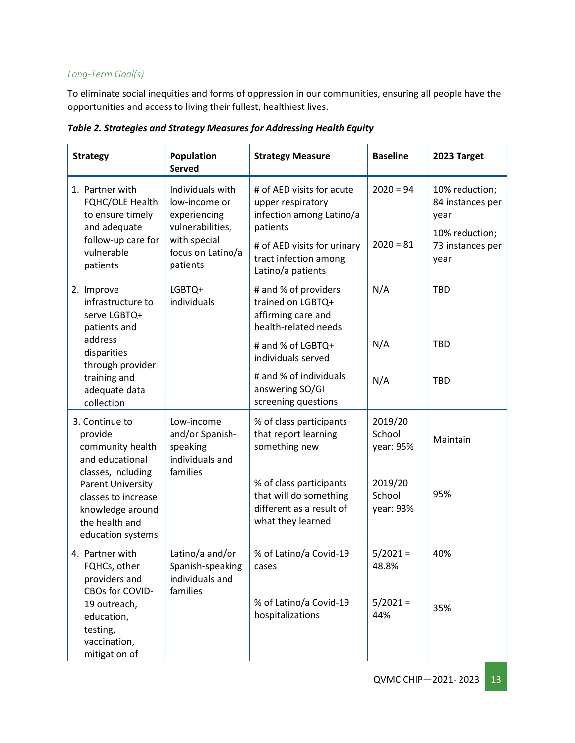*Long-Term Goal(s)*

To eliminate social inequities and forms of oppression in our communities, ensuring all people have the opportunities and access to living their fullest, healthiest lives.

***Table 2. Strategies and Strategy Measures for Addressing Health Equity***

| Strategy | Population Served | Strategy Measure | Baseline | 2023 Target |
|---|---|---|---|---|
| 1. Partner with FQHC/OLE Health to ensure timely and adequate follow-up care for vulnerable patients | Individuals with low-income or experiencing vulnerabilities, with special focus on Latino/a patients | # of AED visits for acute upper respiratory infection among Latino/a patients | 2020 = 94 | 10% reduction; 84 instances per year |
| | | # of AED visits for urinary tract infection among Latino/a patients | 2020 = 81 | 10% reduction; 73 instances per year |
| 2. Improve infrastructure to serve LGBTQ+ patients and address disparities through provider training and adequate data collection | LGBTQ+ individuals | # and % of providers trained on LGBTQ+ affirming care and health-related needs | N/A | TBD |
| | | # and % of LGBTQ+ individuals served | N/A | TBD |
| | | # and % of individuals answering SO/GI screening questions | N/A | TBD |
| 3. Continue to provide community health and educational classes, including Parent University classes to increase knowledge around the health and education systems | Low-income and/or Spanish-speaking individuals and families | % of class participants that report learning something new | 2019/20 School year: 95% | Maintain |
| | | % of class participants that will do something different as a result of what they learned | 2019/20 School year: 93% | 95% |
| 4. Partner with FQHCs, other providers and CBOs for COVID-19 outreach, education, testing, vaccination, mitigation of | Latino/a and/or Spanish-speaking individuals and families | % of Latino/a Covid-19 cases | 5/2021 = 48.8% | 40% |
| | | % of Latino/a Covid-19 hospitalizations | 5/2021 = 44% | 35% |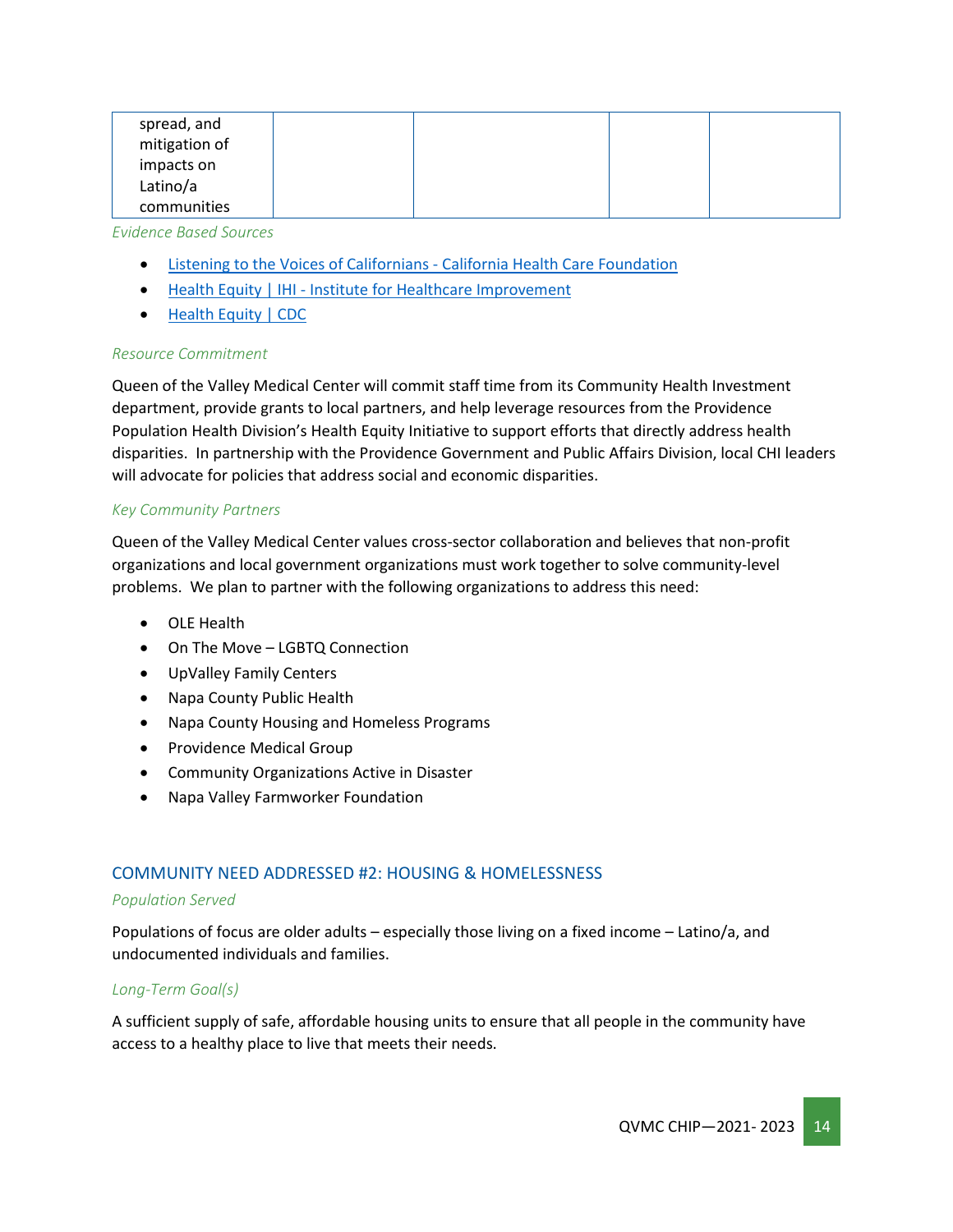| spread, and mitigation of impacts on Latino/a communities | | | | |
|---|---|---|---|---|

*Evidence Based Sources*

- Listening to the Voices of Californians - California Health Care Foundation
- Health Equity | IHI - Institute for Healthcare Improvement
- Health Equity | CDC

*Resource Commitment*

Queen of the Valley Medical Center will commit staff time from its Community Health Investment department, provide grants to local partners, and help leverage resources from the Providence Population Health Division's Health Equity Initiative to support efforts that directly address health disparities. In partnership with the Providence Government and Public Affairs Division, local CHI leaders will advocate for policies that address social and economic disparities.

*Key Community Partners*

Queen of the Valley Medical Center values cross-sector collaboration and believes that non-profit organizations and local government organizations must work together to solve community-level problems. We plan to partner with the following organizations to address this need:

- OLE Health
- On The Move – LGBTQ Connection
- UpValley Family Centers
- Napa County Public Health
- Napa County Housing and Homeless Programs
- Providence Medical Group
- Community Organizations Active in Disaster
- Napa Valley Farmworker Foundation

## COMMUNITY NEED ADDRESSED #2: HOUSING & HOMELESSNESS

*Population Served*

Populations of focus are older adults – especially those living on a fixed income – Latino/a, and undocumented individuals and families.

*Long-Term Goal(s)*

A sufficient supply of safe, affordable housing units to ensure that all people in the community have access to a healthy place to live that meets their needs.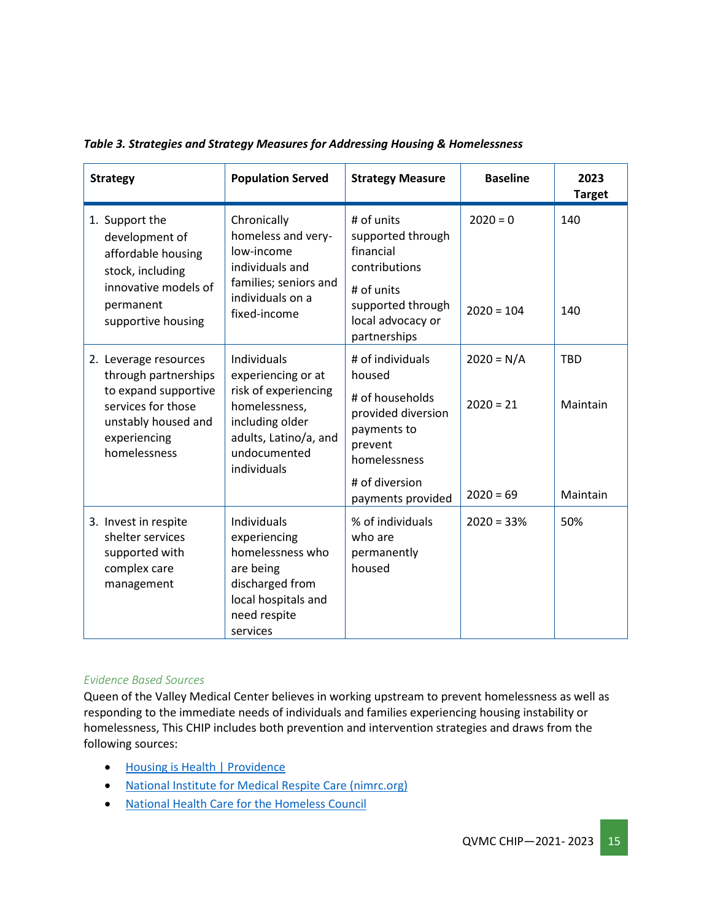*Table 3. Strategies and Strategy Measures for Addressing Housing & Homelessness*

| Strategy | Population Served | Strategy Measure | Baseline | 2023 Target |
|---|---|---|---|---|
| 1. Support the development of affordable housing stock, including innovative models of permanent supportive housing | Chronically homeless and very-low-income individuals and families; seniors and individuals on a fixed-income | # of units supported through financial contributions | 2020 = 0 | 140 |
| | | # of units supported through local advocacy or partnerships | 2020 = 104 | 140 |
| 2. Leverage resources through partnerships to expand supportive services for those unstably housed and experiencing homelessness | Individuals experiencing or at risk of experiencing homelessness, including older adults, Latino/a, and undocumented individuals | # of individuals housed | 2020 = N/A | TBD |
| | | # of households provided diversion payments to prevent homelessness | 2020 = 21 | Maintain |
| | | # of diversion payments provided | 2020 = 69 | Maintain |
| 3. Invest in respite shelter services supported with complex care management | Individuals experiencing homelessness who are being discharged from local hospitals and need respite services | % of individuals who are permanently housed | 2020 = 33% | 50% |

*Evidence Based Sources*

Queen of the Valley Medical Center believes in working upstream to prevent homelessness as well as responding to the immediate needs of individuals and families experiencing housing instability or homelessness, This CHIP includes both prevention and intervention strategies and draws from the following sources:

- Housing is Health | Providence
- National Institute for Medical Respite Care (nimrc.org)
- National Health Care for the Homeless Council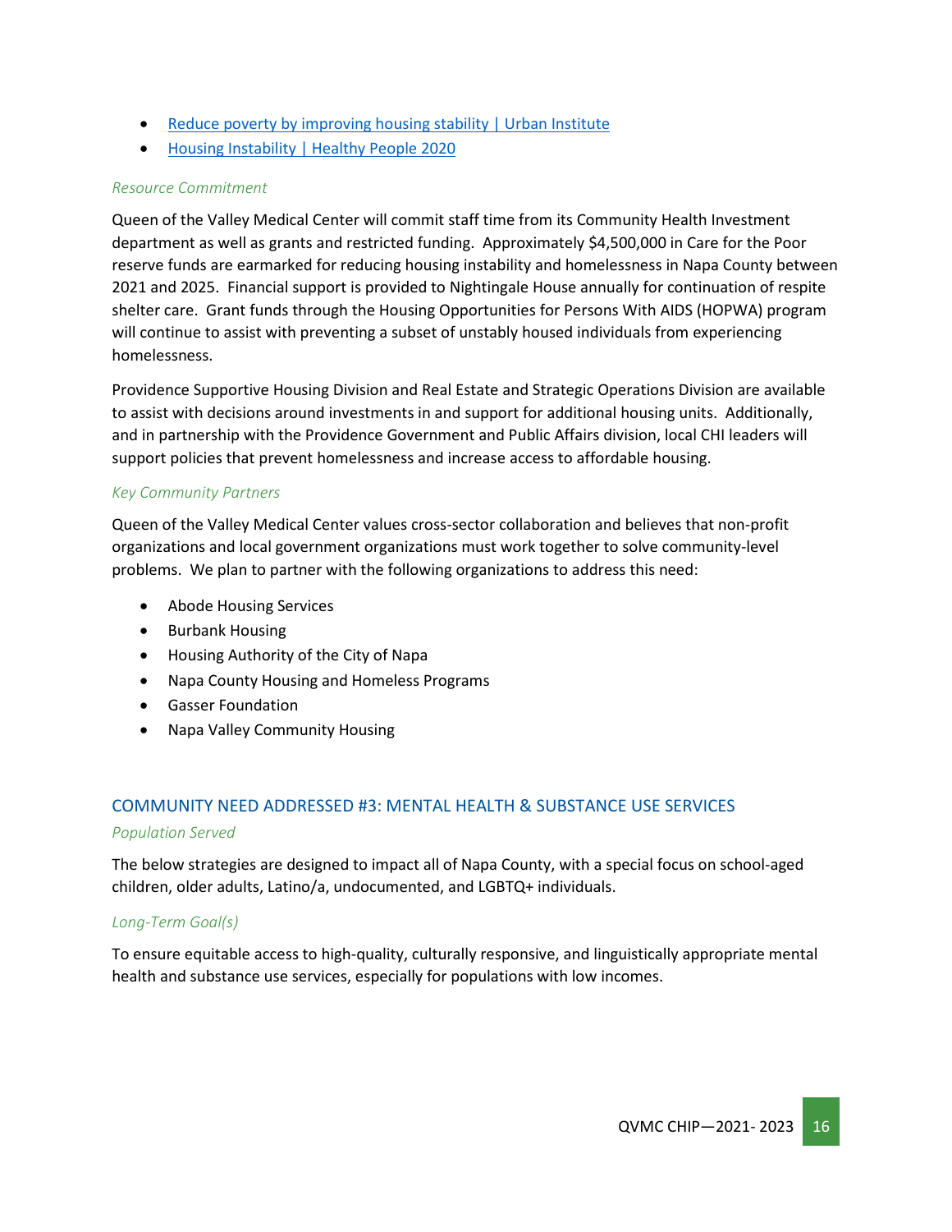- [Reduce poverty by improving housing stability | Urban Institute]()
- [Housing Instability | Healthy People 2020]()

*Resource Commitment*

Queen of the Valley Medical Center will commit staff time from its Community Health Investment department as well as grants and restricted funding. Approximately $4,500,000 in Care for the Poor reserve funds are earmarked for reducing housing instability and homelessness in Napa County between 2021 and 2025. Financial support is provided to Nightingale House annually for continuation of respite shelter care. Grant funds through the Housing Opportunities for Persons With AIDS (HOPWA) program will continue to assist with preventing a subset of unstably housed individuals from experiencing homelessness.

Providence Supportive Housing Division and Real Estate and Strategic Operations Division are available to assist with decisions around investments in and support for additional housing units. Additionally, and in partnership with the Providence Government and Public Affairs division, local CHI leaders will support policies that prevent homelessness and increase access to affordable housing.

*Key Community Partners*

Queen of the Valley Medical Center values cross-sector collaboration and believes that non-profit organizations and local government organizations must work together to solve community-level problems. We plan to partner with the following organizations to address this need:

- Abode Housing Services
- Burbank Housing
- Housing Authority of the City of Napa
- Napa County Housing and Homeless Programs
- Gasser Foundation
- Napa Valley Community Housing

## COMMUNITY NEED ADDRESSED #3: MENTAL HEALTH & SUBSTANCE USE SERVICES

*Population Served*

The below strategies are designed to impact all of Napa County, with a special focus on school-aged children, older adults, Latino/a, undocumented, and LGBTQ+ individuals.

*Long-Term Goal(s)*

To ensure equitable access to high-quality, culturally responsive, and linguistically appropriate mental health and substance use services, especially for populations with low incomes.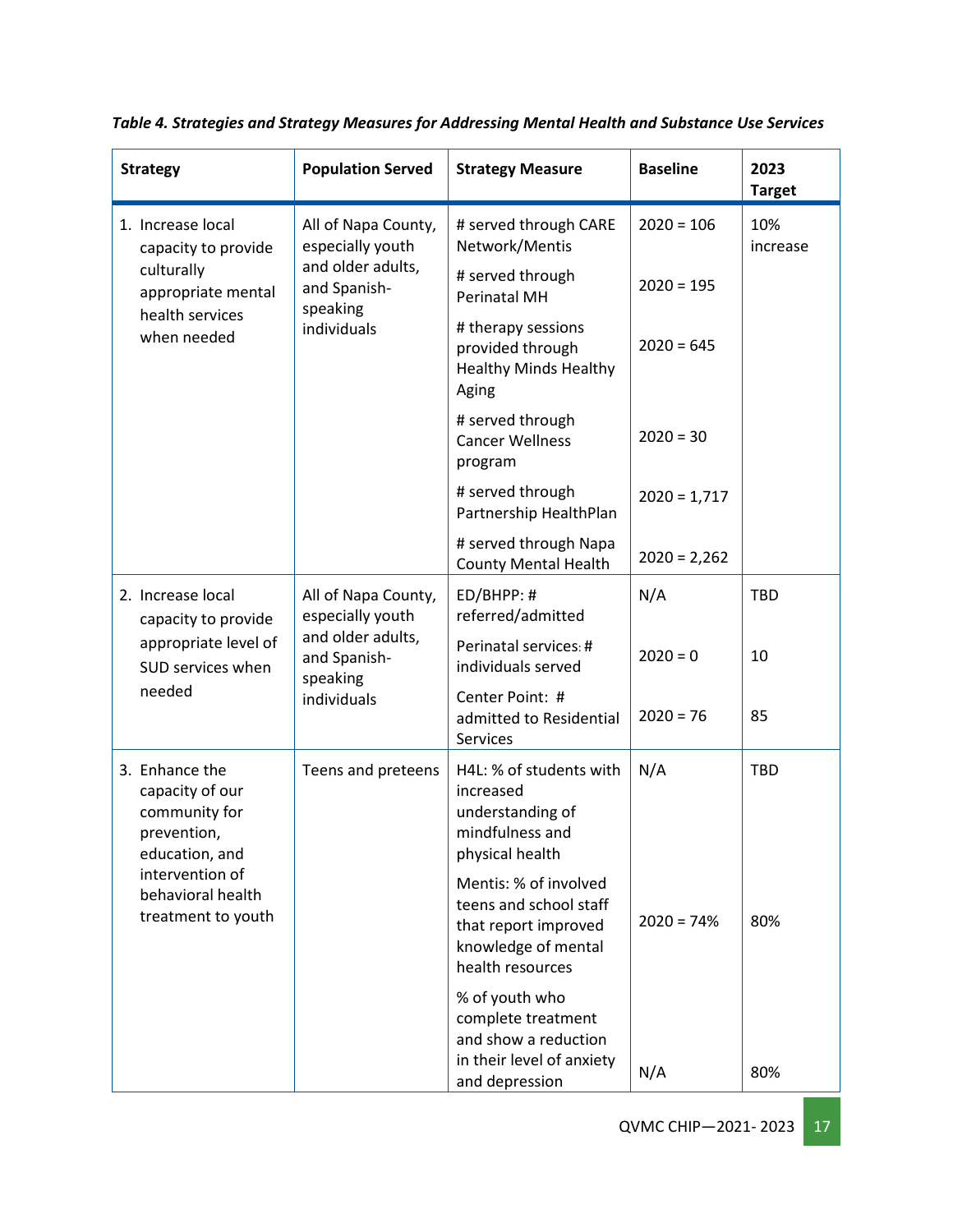*Table 4. Strategies and Strategy Measures for Addressing Mental Health and Substance Use Services*

| Strategy | Population Served | Strategy Measure | Baseline | 2023 Target |
|---|---|---|---|---|
| 1. Increase local capacity to provide culturally appropriate mental health services when needed | All of Napa County, especially youth and older adults, and Spanish-speaking individuals | # served through CARE Network/Mentis | 2020 = 106 | 10% increase |
| | | # served through Perinatal MH | 2020 = 195 | |
| | | # therapy sessions provided through Healthy Minds Healthy Aging | 2020 = 645 | |
| | | # served through Cancer Wellness program | 2020 = 30 | |
| | | # served through Partnership HealthPlan | 2020 = 1,717 | |
| | | # served through Napa County Mental Health | 2020 = 2,262 | |
| 2. Increase local capacity to provide appropriate level of SUD services when needed | All of Napa County, especially youth and older adults, and Spanish-speaking individuals | ED/BHPP: # referred/admitted | N/A | TBD |
| | | Perinatal services: # individuals served | 2020 = 0 | 10 |
| | | Center Point: # admitted to Residential Services | 2020 = 76 | 85 |
| 3. Enhance the capacity of our community for prevention, education, and intervention of behavioral health treatment to youth | Teens and preteens | H4L: % of students with increased understanding of mindfulness and physical health | N/A | TBD |
| | | Mentis: % of involved teens and school staff that report improved knowledge of mental health resources | 2020 = 74% | 80% |
| | | % of youth who complete treatment and show a reduction in their level of anxiety and depression | N/A | 80% |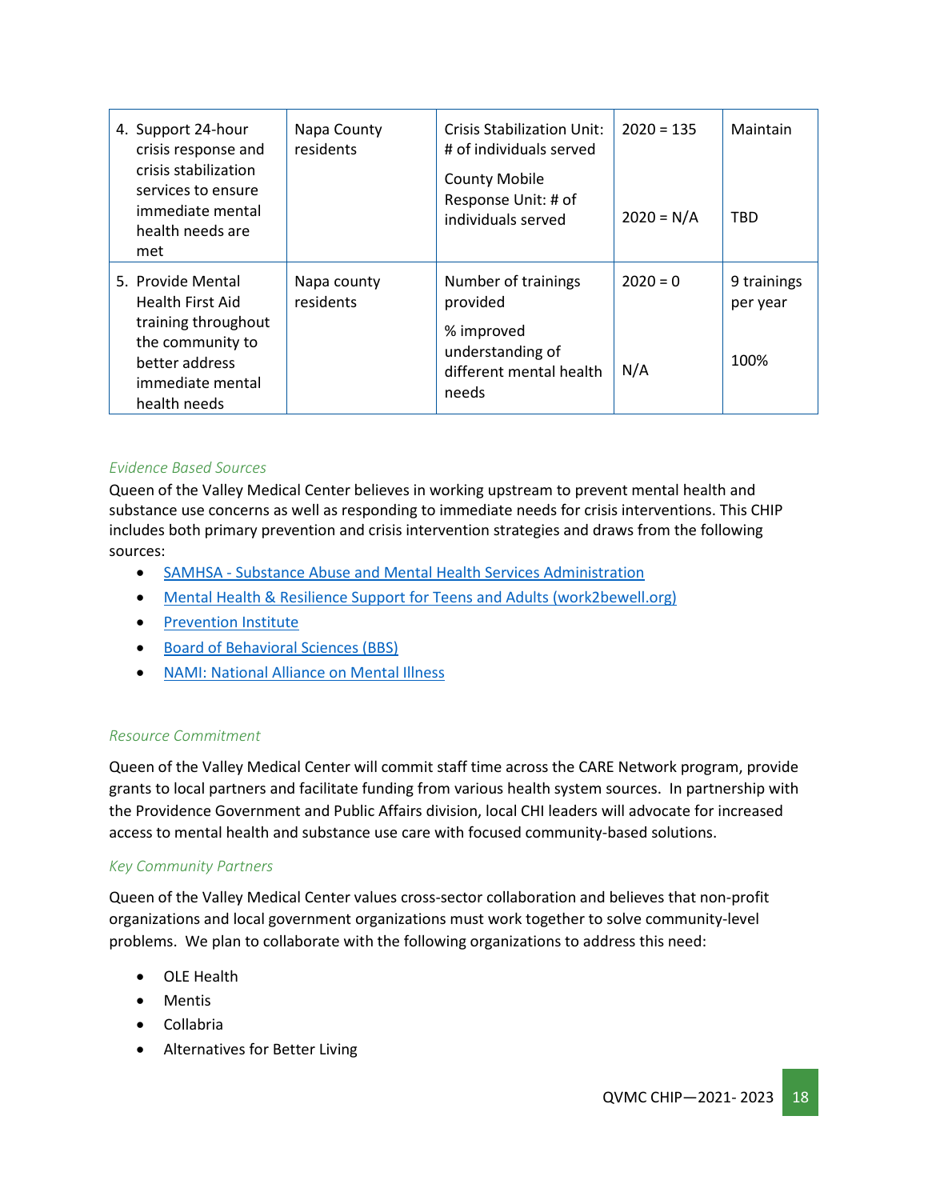| | | | | |
|---|---|---|---|---|
| 4. Support 24-hour crisis response and crisis stabilization services to ensure immediate mental health needs are met | Napa County residents | Crisis Stabilization Unit: # of individuals served<br><br>County Mobile Response Unit: # of individuals served | 2020 = 135<br><br>2020 = N/A | Maintain<br><br>TBD |
| 5. Provide Mental Health First Aid training throughout the community to better address immediate mental health needs | Napa county residents | Number of trainings provided<br><br>% improved understanding of different mental health needs | 2020 = 0<br><br>N/A | 9 trainings per year<br><br>100% |

*Evidence Based Sources*

Queen of the Valley Medical Center believes in working upstream to prevent mental health and substance use concerns as well as responding to immediate needs for crisis interventions. This CHIP includes both primary prevention and crisis intervention strategies and draws from the following sources:

- SAMHSA - Substance Abuse and Mental Health Services Administration
- Mental Health & Resilience Support for Teens and Adults (work2bewell.org)
- Prevention Institute
- Board of Behavioral Sciences (BBS)
- NAMI: National Alliance on Mental Illness

*Resource Commitment*

Queen of the Valley Medical Center will commit staff time across the CARE Network program, provide grants to local partners and facilitate funding from various health system sources. In partnership with the Providence Government and Public Affairs division, local CHI leaders will advocate for increased access to mental health and substance use care with focused community-based solutions.

*Key Community Partners*

Queen of the Valley Medical Center values cross-sector collaboration and believes that non-profit organizations and local government organizations must work together to solve community-level problems. We plan to collaborate with the following organizations to address this need:

- OLE Health
- Mentis
- Collabria
- Alternatives for Better Living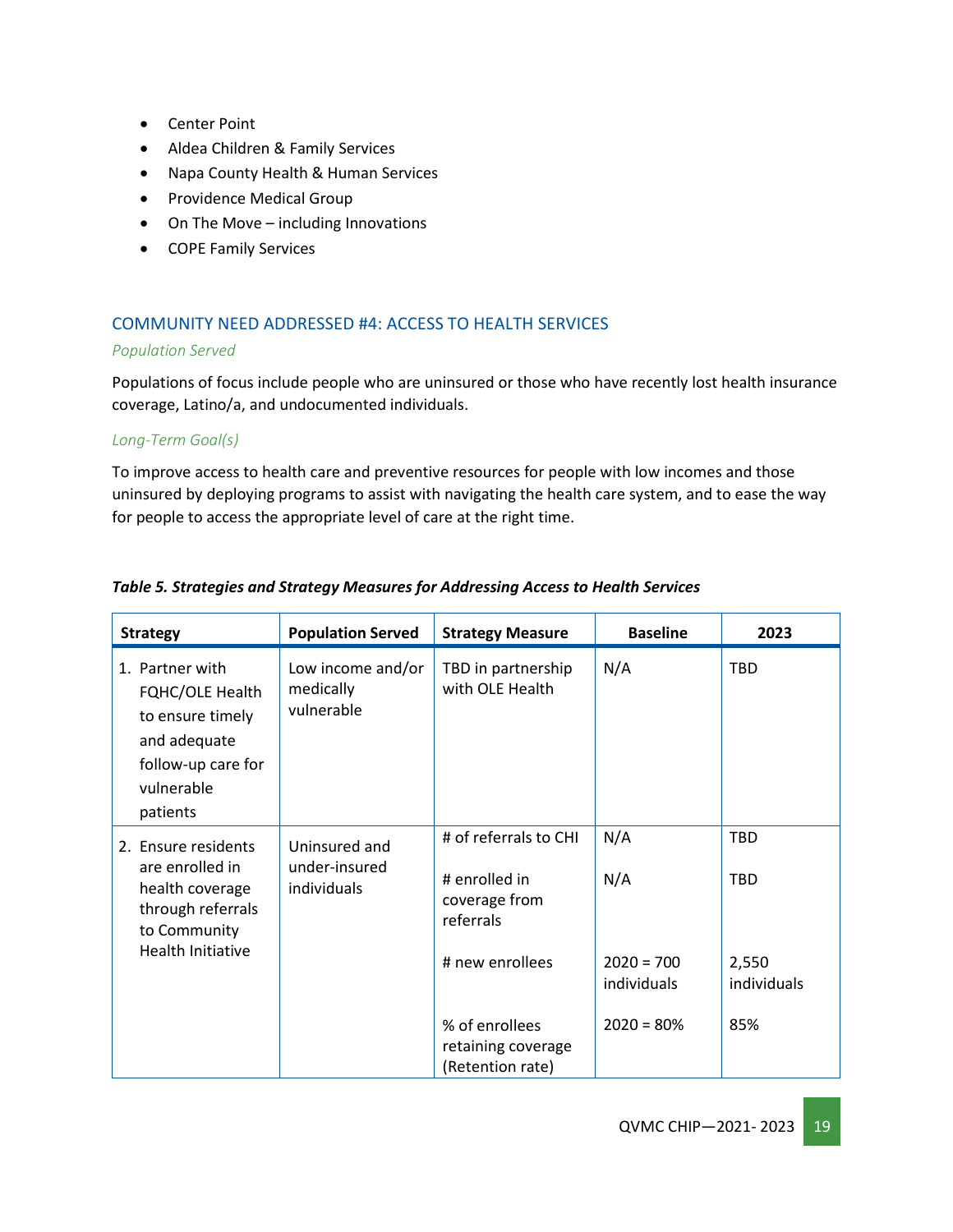- Center Point
- Aldea Children & Family Services
- Napa County Health & Human Services
- Providence Medical Group
- On The Move – including Innovations
- COPE Family Services

### COMMUNITY NEED ADDRESSED #4: ACCESS TO HEALTH SERVICES

*Population Served*

Populations of focus include people who are uninsured or those who have recently lost health insurance coverage, Latino/a, and undocumented individuals.

*Long-Term Goal(s)*

To improve access to health care and preventive resources for people with low incomes and those uninsured by deploying programs to assist with navigating the health care system, and to ease the way for people to access the appropriate level of care at the right time.

***Table 5. Strategies and Strategy Measures for Addressing Access to Health Services***

| Strategy | Population Served | Strategy Measure | Baseline | 2023 |
|---|---|---|---|---|
| 1. Partner with FQHC/OLE Health to ensure timely and adequate follow-up care for vulnerable patients | Low income and/or medically vulnerable | TBD in partnership with OLE Health | N/A | TBD |
| 2. Ensure residents are enrolled in health coverage through referrals to Community Health Initiative | Uninsured and under-insured individuals | # of referrals to CHI | N/A | TBD |
| | | # enrolled in coverage from referrals | N/A | TBD |
| | | # new enrollees | 2020 = 700 individuals | 2,550 individuals |
| | | % of enrollees retaining coverage (Retention rate) | 2020 = 80% | 85% |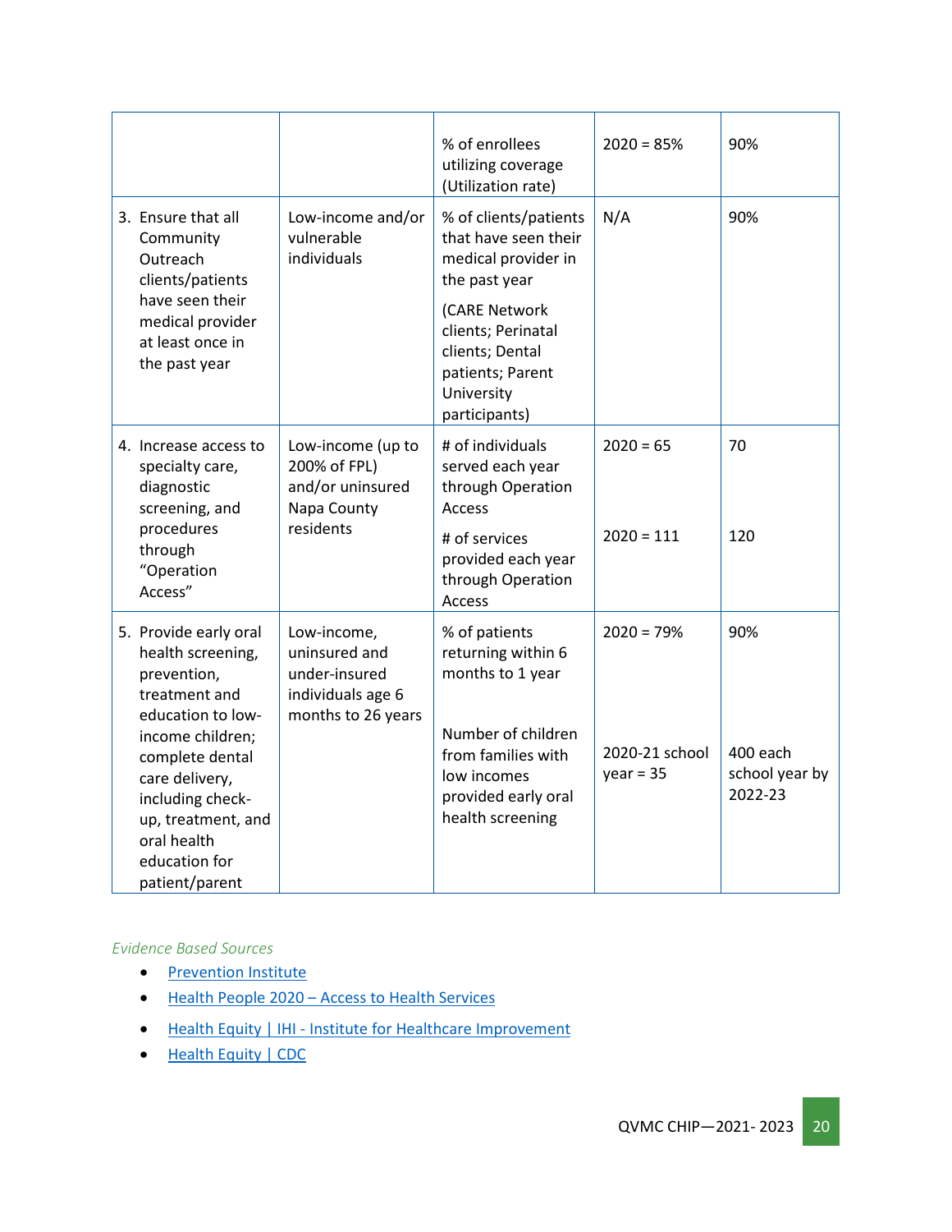| | | % of enrollees utilizing coverage (Utilization rate) | 2020 = 85% | 90% |
|---|---|---|---|---|
| 3. Ensure that all Community Outreach clients/patients have seen their medical provider at least once in the past year | Low-income and/or vulnerable individuals | % of clients/patients that have seen their medical provider in the past year<br><br>(CARE Network clients; Perinatal clients; Dental patients; Parent University participants) | N/A | 90% |
| 4. Increase access to specialty care, diagnostic screening, and procedures through "Operation Access" | Low-income (up to 200% of FPL) and/or uninsured Napa County residents | # of individuals served each year through Operation Access<br><br># of services provided each year through Operation Access | 2020 = 65<br><br>2020 = 111 | 70<br><br>120 |
| 5. Provide early oral health screening, prevention, treatment and education to low-income children; complete dental care delivery, including check-up, treatment, and oral health education for patient/parent | Low-income, uninsured and under-insured individuals age 6 months to 26 years | % of patients returning within 6 months to 1 year<br><br>Number of children from families with low incomes provided early oral health screening | 2020 = 79%<br><br>2020-21 school year = 35 | 90%<br><br>400 each school year by 2022-23 |

*Evidence Based Sources*

- Prevention Institute
- Health People 2020 – Access to Health Services
- Health Equity | IHI - Institute for Healthcare Improvement
- Health Equity | CDC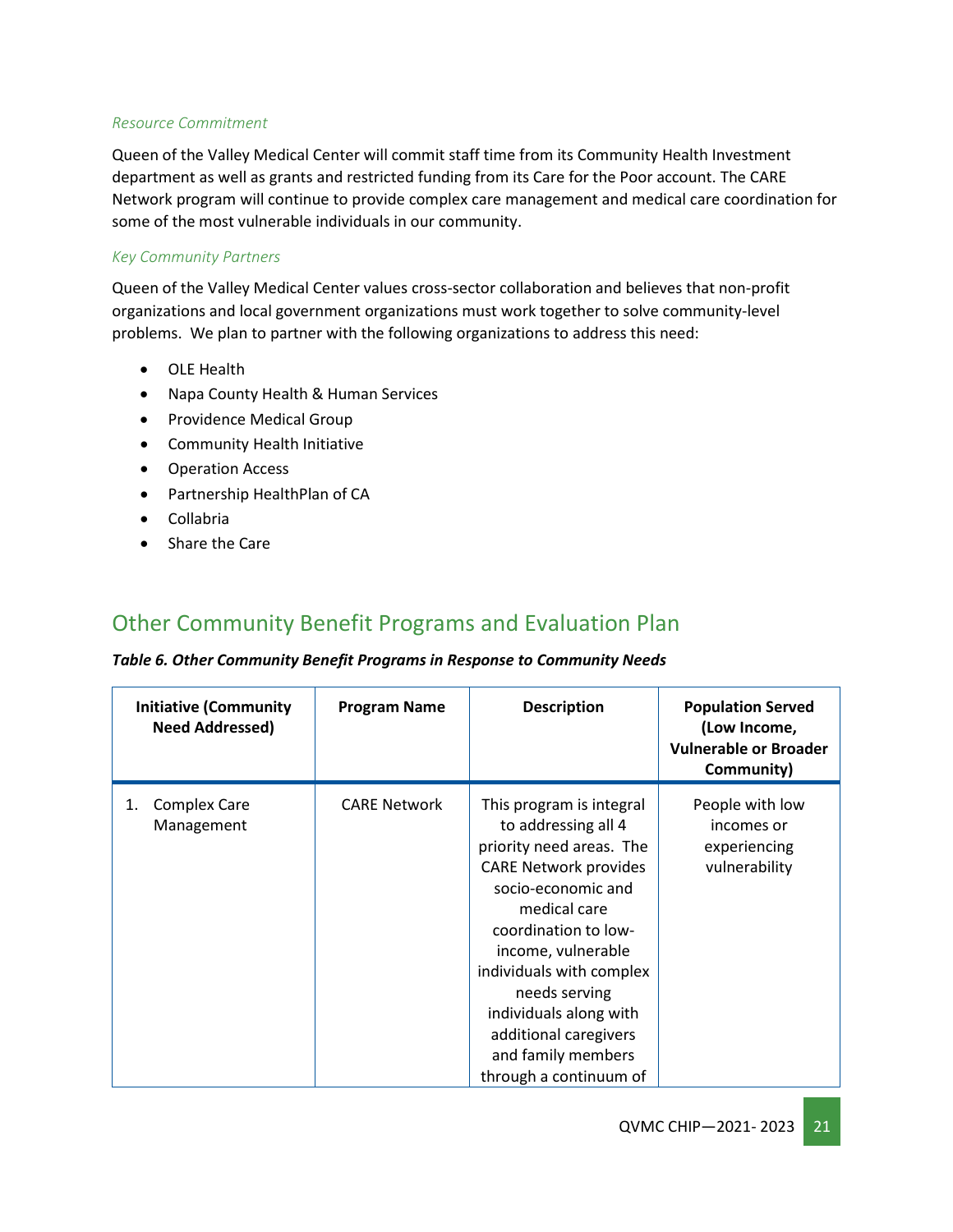*Resource Commitment*

Queen of the Valley Medical Center will commit staff time from its Community Health Investment department as well as grants and restricted funding from its Care for the Poor account. The CARE Network program will continue to provide complex care management and medical care coordination for some of the most vulnerable individuals in our community.

*Key Community Partners*

Queen of the Valley Medical Center values cross-sector collaboration and believes that non-profit organizations and local government organizations must work together to solve community-level problems. We plan to partner with the following organizations to address this need:

- OLE Health
- Napa County Health & Human Services
- Providence Medical Group
- Community Health Initiative
- Operation Access
- Partnership HealthPlan of CA
- Collabria
- Share the Care

## Other Community Benefit Programs and Evaluation Plan

***Table 6. Other Community Benefit Programs in Response to Community Needs***

| Initiative (Community Need Addressed) | Program Name | Description | Population Served (Low Income, Vulnerable or Broader Community) |
|---|---|---|---|
| 1. Complex Care Management | CARE Network | This program is integral to addressing all 4 priority need areas. The CARE Network provides socio-economic and medical care coordination to low-income, vulnerable individuals with complex needs serving individuals along with additional caregivers and family members through a continuum of | People with low incomes or experiencing vulnerability |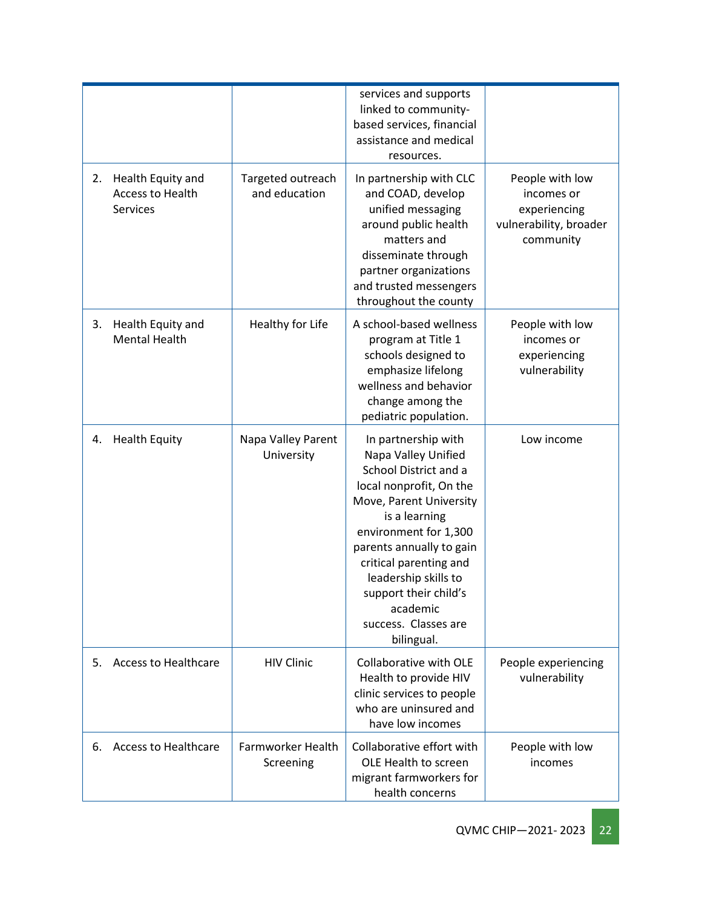| | | | |
|---|---|---|---|
| | | services and supports linked to community-based services, financial assistance and medical resources. | |
| 2. Health Equity and Access to Health Services | Targeted outreach and education | In partnership with CLC and COAD, develop unified messaging around public health matters and disseminate through partner organizations and trusted messengers throughout the county | People with low incomes or experiencing vulnerability, broader community |
| 3. Health Equity and Mental Health | Healthy for Life | A school-based wellness program at Title 1 schools designed to emphasize lifelong wellness and behavior change among the pediatric population. | People with low incomes or experiencing vulnerability |
| 4. Health Equity | Napa Valley Parent University | In partnership with Napa Valley Unified School District and a local nonprofit, On the Move, Parent University is a learning environment for 1,300 parents annually to gain critical parenting and leadership skills to support their child's academic success. Classes are bilingual. | Low income |
| 5. Access to Healthcare | HIV Clinic | Collaborative with OLE Health to provide HIV clinic services to people who are uninsured and have low incomes | People experiencing vulnerability |
| 6. Access to Healthcare | Farmworker Health Screening | Collaborative effort with OLE Health to screen migrant farmworkers for health concerns | People with low incomes |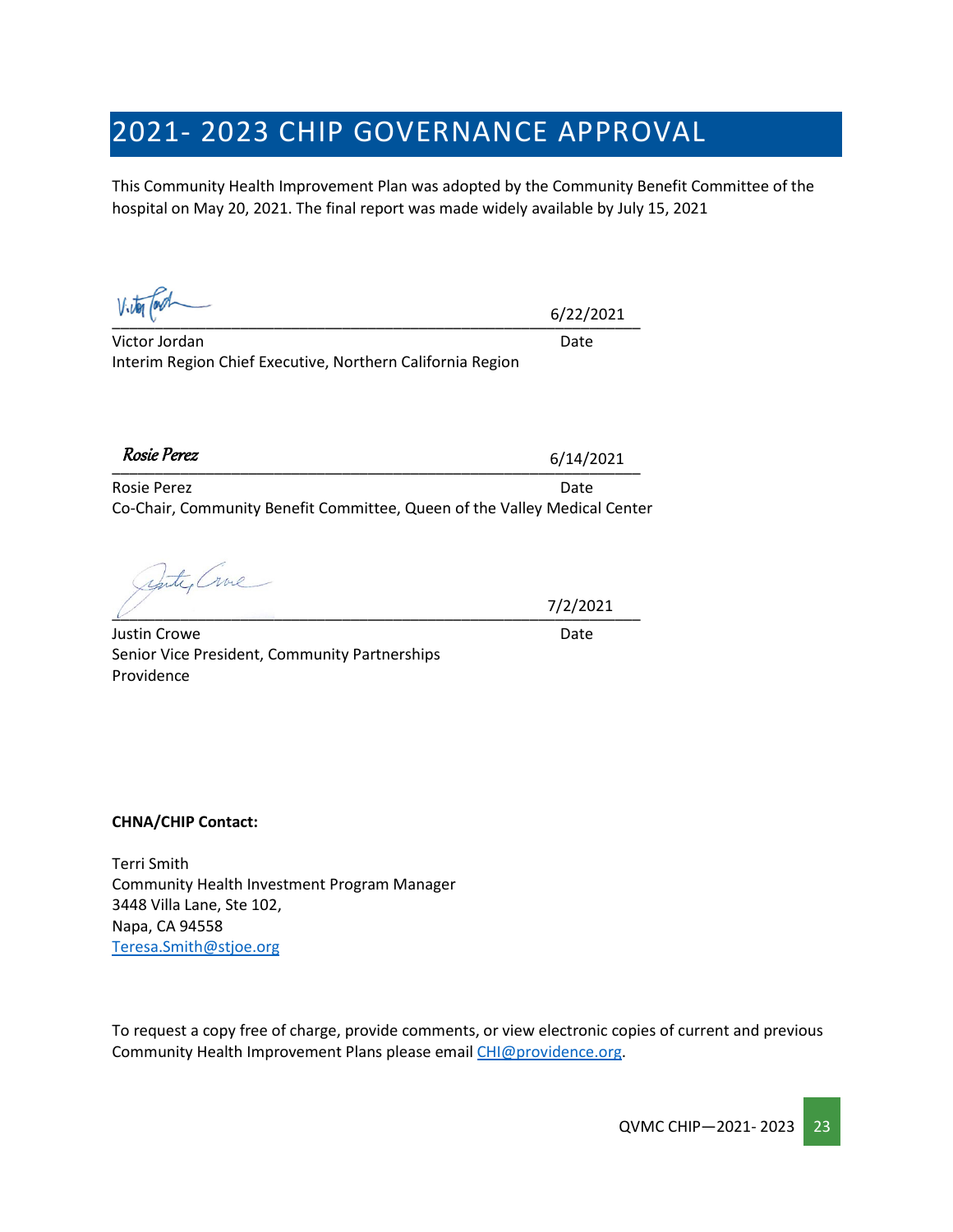# 2021- 2023 CHIP GOVERNANCE APPROVAL

This Community Health Improvement Plan was adopted by the Community Benefit Committee of the hospital on May 20, 2021. The final report was made widely available by July 15, 2021

______________________________ 6/22/2021

Victor Jordan Date

Interim Region Chief Executive, Northern California Region

*Rosie Perez* 6/14/2021

______________________________

Rosie Perez Date

Co-Chair, Community Benefit Committee, Queen of the Valley Medical Center

______________________________ 7/2/2021

Justin Crowe Date

Senior Vice President, Community Partnerships

Providence

**CHNA/CHIP Contact:**

Terri Smith

Community Health Investment Program Manager

3448 Villa Lane, Ste 102,

Napa, CA 94558

Teresa.Smith@stjoe.org

To request a copy free of charge, provide comments, or view electronic copies of current and previous Community Health Improvement Plans please email CHI@providence.org.